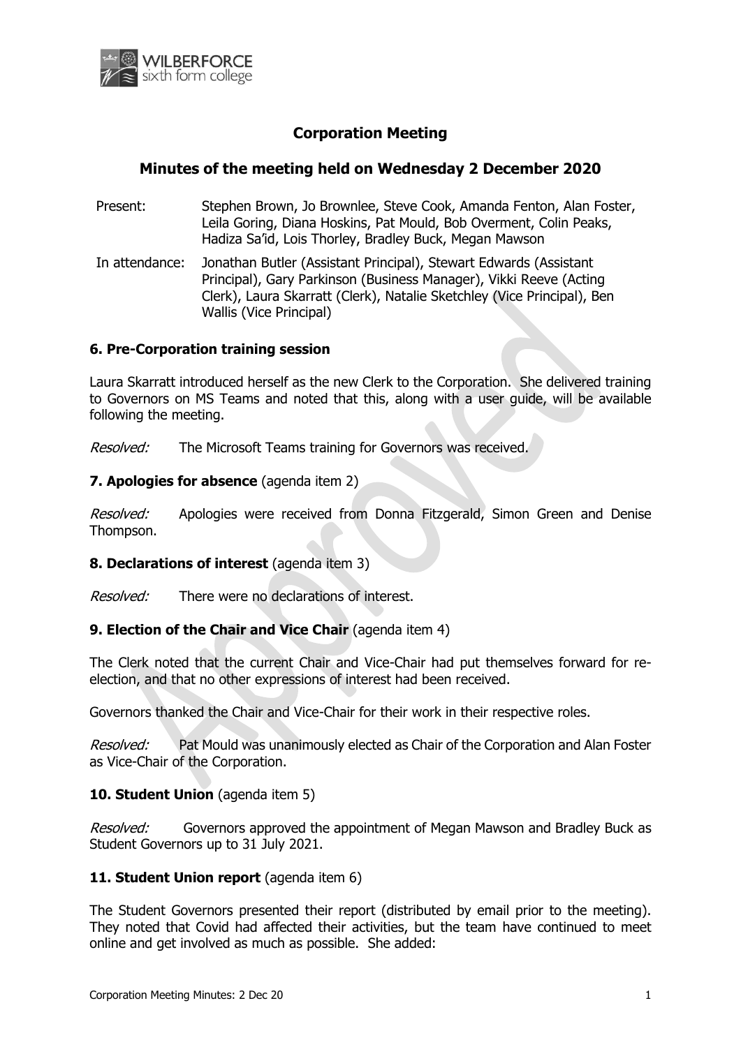WILBERFORCE sixth form college

# Corporation Meeting

## Minutes of the meeting held on Wednesday 2 December 2020

Present: Stephen Brown, Jo Brownlee, Steve Cook, Amanda Fenton, Alan Foster, Leila Goring, Diana Hoskins, Pat Mould, Bob Overment, Colin Peaks, Hadiza Sa'id, Lois Thorley, Bradley Buck, Megan Mawson

In attendance: Jonathan Butler (Assistant Principal), Stewart Edwards (Assistant Principal), Gary Parkinson (Business Manager), Vikki Reeve (Acting Clerk), Laura Skarratt (Clerk), Natalie Sketchley (Vice Principal), Ben Wallis (Vice Principal)

### 6. Pre-Corporation training session

Laura Skarratt introduced herself as the new Clerk to the Corporation. She delivered training to Governors on MS Teams and noted that this, along with a user guide, will be available following the meeting.

*Resolved:* The Microsoft Teams training for Governors was received.

### 7. Apologies for absence (agenda item 2)

*Resolved:* Apologies were received from Donna Fitzgerald, Simon Green and Denise Thompson.

### 8. Declarations of interest (agenda item 3)

*Resolved:* There were no declarations of interest.

### 9. Election of the Chair and Vice Chair (agenda item 4)

The Clerk noted that the current Chair and Vice-Chair had put themselves forward for re-election, and that no other expressions of interest had been received.

Governors thanked the Chair and Vice-Chair for their work in their respective roles.

*Resolved:* Pat Mould was unanimously elected as Chair of the Corporation and Alan Foster as Vice-Chair of the Corporation.

### 10. Student Union (agenda item 5)

*Resolved:* Governors approved the appointment of Megan Mawson and Bradley Buck as Student Governors up to 31 July 2021.

### 11. Student Union report (agenda item 6)

The Student Governors presented their report (distributed by email prior to the meeting). They noted that Covid had affected their activities, but the team have continued to meet online and get involved as much as possible. She added: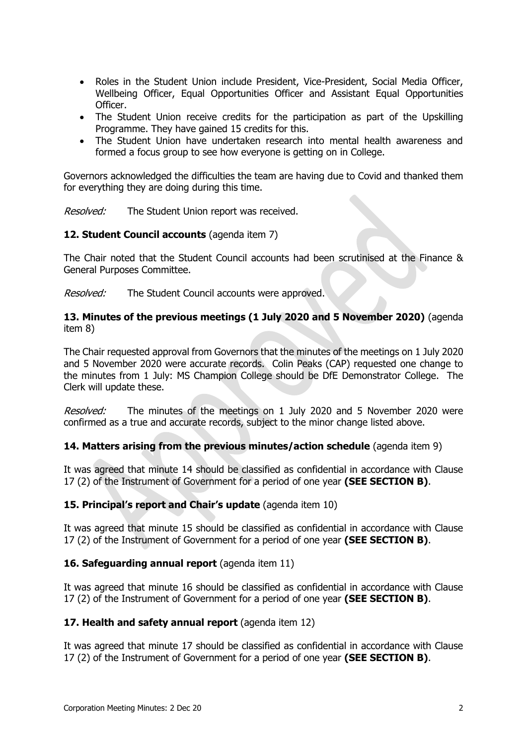- Roles in the Student Union include President, Vice-President, Social Media Officer, Wellbeing Officer, Equal Opportunities Officer and Assistant Equal Opportunities Officer.
- The Student Union receive credits for the participation as part of the Upskilling Programme. They have gained 15 credits for this.
- The Student Union have undertaken research into mental health awareness and formed a focus group to see how everyone is getting on in College.

Governors acknowledged the difficulties the team are having due to Covid and thanked them for everything they are doing during this time.

*Resolved:* The Student Union report was received.

**12. Student Council accounts** (agenda item 7)

The Chair noted that the Student Council accounts had been scrutinised at the Finance & General Purposes Committee.

*Resolved:* The Student Council accounts were approved.

**13. Minutes of the previous meetings (1 July 2020 and 5 November 2020)** (agenda item 8)

The Chair requested approval from Governors that the minutes of the meetings on 1 July 2020 and 5 November 2020 were accurate records. Colin Peaks (CAP) requested one change to the minutes from 1 July: MS Champion College should be DfE Demonstrator College. The Clerk will update these.

*Resolved:* The minutes of the meetings on 1 July 2020 and 5 November 2020 were confirmed as a true and accurate records, subject to the minor change listed above.

**14. Matters arising from the previous minutes/action schedule** (agenda item 9)

It was agreed that minute 14 should be classified as confidential in accordance with Clause 17 (2) of the Instrument of Government for a period of one year **(SEE SECTION B)**.

**15. Principal's report and Chair's update** (agenda item 10)

It was agreed that minute 15 should be classified as confidential in accordance with Clause 17 (2) of the Instrument of Government for a period of one year **(SEE SECTION B)**.

**16. Safeguarding annual report** (agenda item 11)

It was agreed that minute 16 should be classified as confidential in accordance with Clause 17 (2) of the Instrument of Government for a period of one year **(SEE SECTION B)**.

**17. Health and safety annual report** (agenda item 12)

It was agreed that minute 17 should be classified as confidential in accordance with Clause 17 (2) of the Instrument of Government for a period of one year **(SEE SECTION B)**.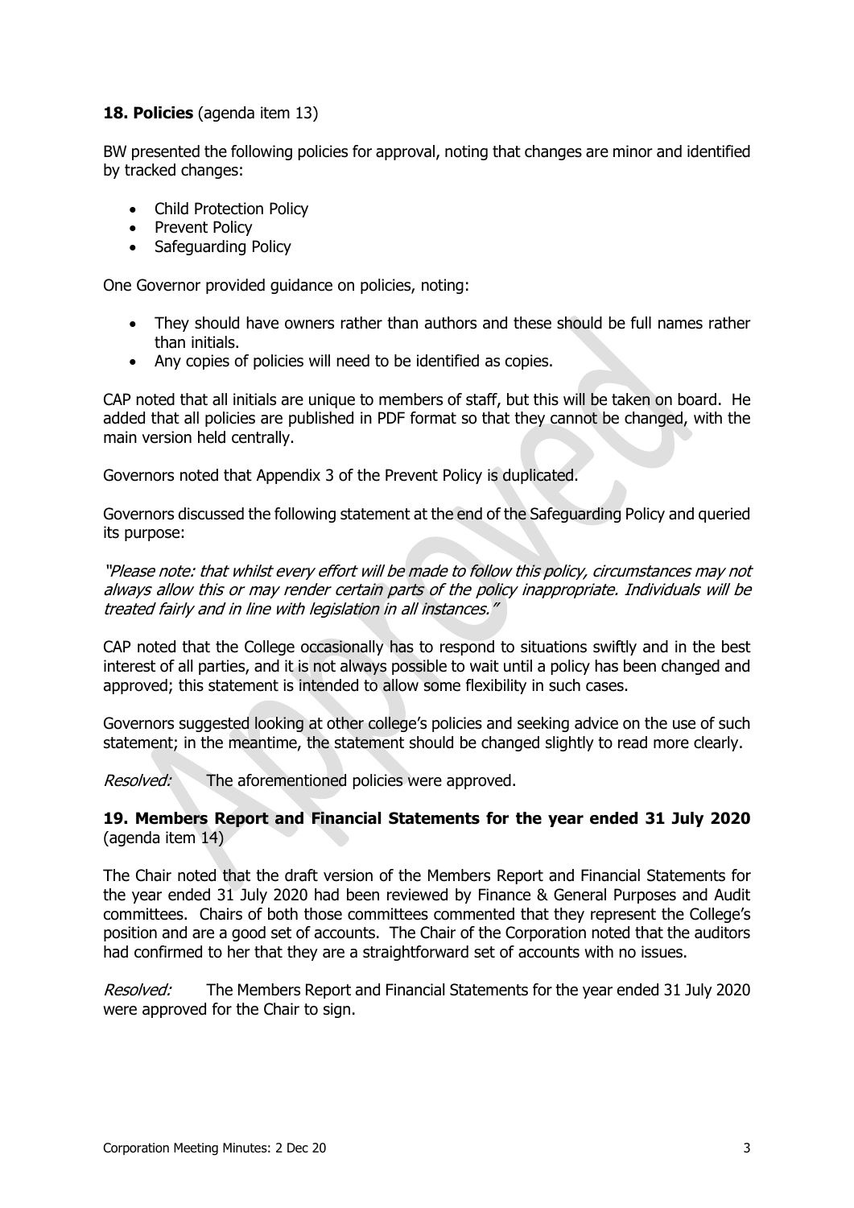**18. Policies** (agenda item 13)

BW presented the following policies for approval, noting that changes are minor and identified by tracked changes:

- Child Protection Policy
- Prevent Policy
- Safeguarding Policy

One Governor provided guidance on policies, noting:

- They should have owners rather than authors and these should be full names rather than initials.
- Any copies of policies will need to be identified as copies.

CAP noted that all initials are unique to members of staff, but this will be taken on board. He added that all policies are published in PDF format so that they cannot be changed, with the main version held centrally.

Governors noted that Appendix 3 of the Prevent Policy is duplicated.

Governors discussed the following statement at the end of the Safeguarding Policy and queried its purpose:

*"Please note: that whilst every effort will be made to follow this policy, circumstances may not always allow this or may render certain parts of the policy inappropriate. Individuals will be treated fairly and in line with legislation in all instances."*

CAP noted that the College occasionally has to respond to situations swiftly and in the best interest of all parties, and it is not always possible to wait until a policy has been changed and approved; this statement is intended to allow some flexibility in such cases.

Governors suggested looking at other college's policies and seeking advice on the use of such statement; in the meantime, the statement should be changed slightly to read more clearly.

*Resolved:* The aforementioned policies were approved.

**19. Members Report and Financial Statements for the year ended 31 July 2020** (agenda item 14)

The Chair noted that the draft version of the Members Report and Financial Statements for the year ended 31 July 2020 had been reviewed by Finance & General Purposes and Audit committees. Chairs of both those committees commented that they represent the College's position and are a good set of accounts. The Chair of the Corporation noted that the auditors had confirmed to her that they are a straightforward set of accounts with no issues.

*Resolved:* The Members Report and Financial Statements for the year ended 31 July 2020 were approved for the Chair to sign.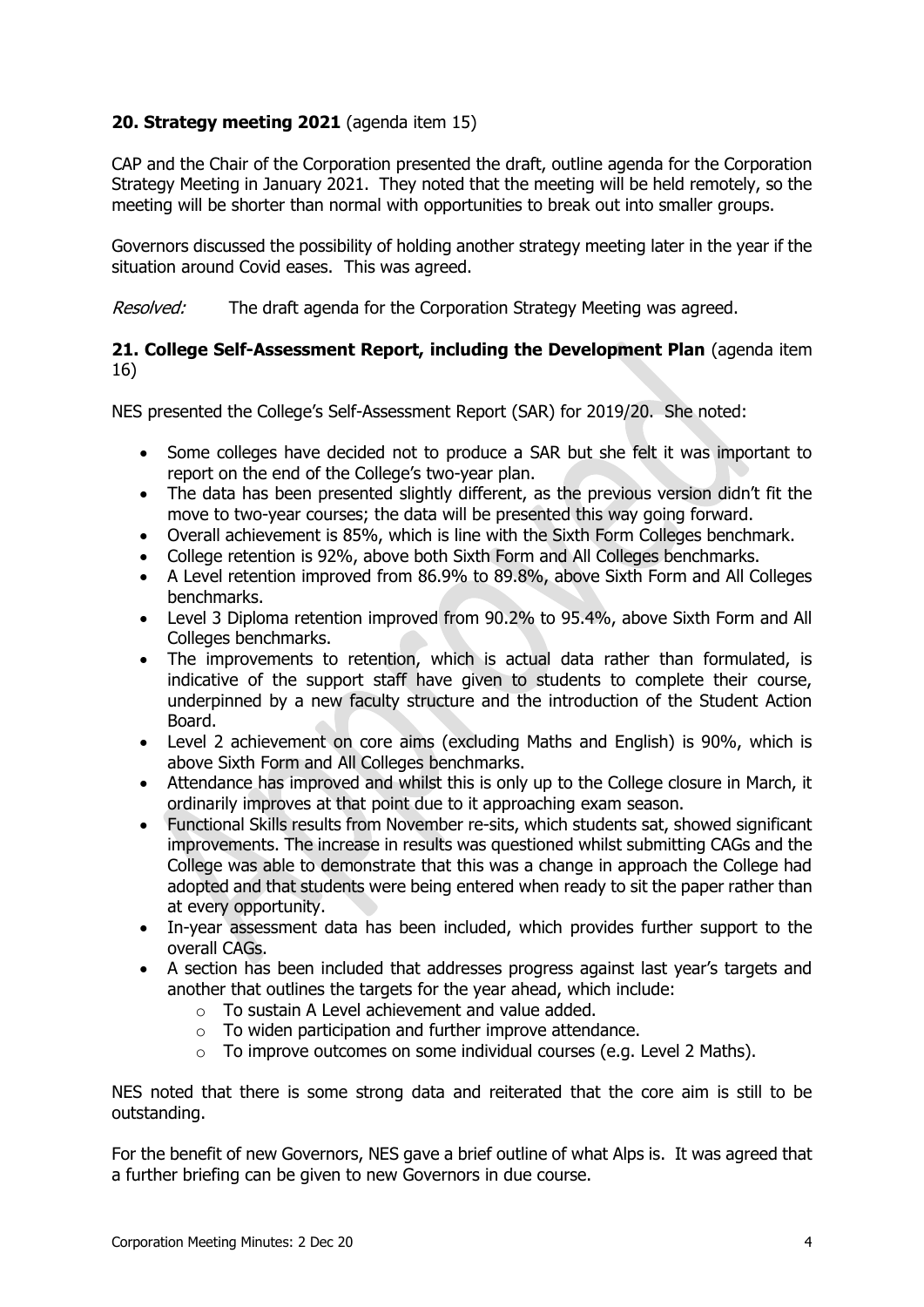## 20. Strategy meeting 2021 (agenda item 15)

CAP and the Chair of the Corporation presented the draft, outline agenda for the Corporation Strategy Meeting in January 2021. They noted that the meeting will be held remotely, so the meeting will be shorter than normal with opportunities to break out into smaller groups.

Governors discussed the possibility of holding another strategy meeting later in the year if the situation around Covid eases. This was agreed.

*Resolved:* The draft agenda for the Corporation Strategy Meeting was agreed.

## 21. College Self-Assessment Report, including the Development Plan (agenda item 16)

NES presented the College's Self-Assessment Report (SAR) for 2019/20. She noted:

- Some colleges have decided not to produce a SAR but she felt it was important to report on the end of the College's two-year plan.
- The data has been presented slightly different, as the previous version didn't fit the move to two-year courses; the data will be presented this way going forward.
- Overall achievement is 85%, which is line with the Sixth Form Colleges benchmark.
- College retention is 92%, above both Sixth Form and All Colleges benchmarks.
- A Level retention improved from 86.9% to 89.8%, above Sixth Form and All Colleges benchmarks.
- Level 3 Diploma retention improved from 90.2% to 95.4%, above Sixth Form and All Colleges benchmarks.
- The improvements to retention, which is actual data rather than formulated, is indicative of the support staff have given to students to complete their course, underpinned by a new faculty structure and the introduction of the Student Action Board.
- Level 2 achievement on core aims (excluding Maths and English) is 90%, which is above Sixth Form and All Colleges benchmarks.
- Attendance has improved and whilst this is only up to the College closure in March, it ordinarily improves at that point due to it approaching exam season.
- Functional Skills results from November re-sits, which students sat, showed significant improvements. The increase in results was questioned whilst submitting CAGs and the College was able to demonstrate that this was a change in approach the College had adopted and that students were being entered when ready to sit the paper rather than at every opportunity.
- In-year assessment data has been included, which provides further support to the overall CAGs.
- A section has been included that addresses progress against last year's targets and another that outlines the targets for the year ahead, which include:
    - To sustain A Level achievement and value added.
    - To widen participation and further improve attendance.
    - To improve outcomes on some individual courses (e.g. Level 2 Maths).

NES noted that there is some strong data and reiterated that the core aim is still to be outstanding.

For the benefit of new Governors, NES gave a brief outline of what Alps is. It was agreed that a further briefing can be given to new Governors in due course.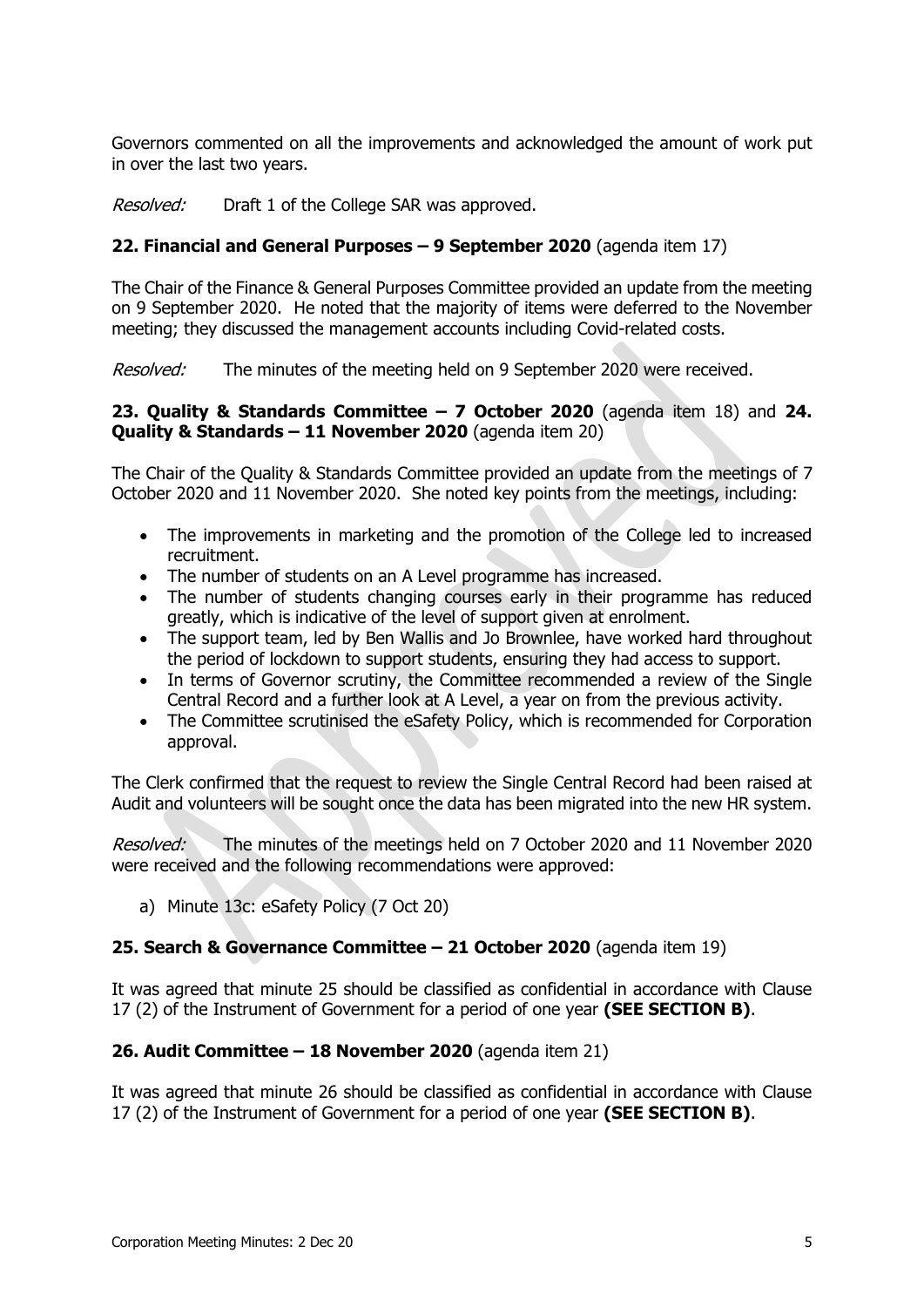Governors commented on all the improvements and acknowledged the amount of work put in over the last two years.

*Resolved:* Draft 1 of the College SAR was approved.

**22. Financial and General Purposes – 9 September 2020** (agenda item 17)

The Chair of the Finance & General Purposes Committee provided an update from the meeting on 9 September 2020. He noted that the majority of items were deferred to the November meeting; they discussed the management accounts including Covid-related costs.

*Resolved:* The minutes of the meeting held on 9 September 2020 were received.

**23. Quality & Standards Committee – 7 October 2020** (agenda item 18) and **24. Quality & Standards – 11 November 2020** (agenda item 20)

The Chair of the Quality & Standards Committee provided an update from the meetings of 7 October 2020 and 11 November 2020. She noted key points from the meetings, including:

- The improvements in marketing and the promotion of the College led to increased recruitment.
- The number of students on an A Level programme has increased.
- The number of students changing courses early in their programme has reduced greatly, which is indicative of the level of support given at enrolment.
- The support team, led by Ben Wallis and Jo Brownlee, have worked hard throughout the period of lockdown to support students, ensuring they had access to support.
- In terms of Governor scrutiny, the Committee recommended a review of the Single Central Record and a further look at A Level, a year on from the previous activity.
- The Committee scrutinised the eSafety Policy, which is recommended for Corporation approval.

The Clerk confirmed that the request to review the Single Central Record had been raised at Audit and volunteers will be sought once the data has been migrated into the new HR system.

*Resolved:* The minutes of the meetings held on 7 October 2020 and 11 November 2020 were received and the following recommendations were approved:

a) Minute 13c: eSafety Policy (7 Oct 20)

**25. Search & Governance Committee – 21 October 2020** (agenda item 19)

It was agreed that minute 25 should be classified as confidential in accordance with Clause 17 (2) of the Instrument of Government for a period of one year **(SEE SECTION B)**.

**26. Audit Committee – 18 November 2020** (agenda item 21)

It was agreed that minute 26 should be classified as confidential in accordance with Clause 17 (2) of the Instrument of Government for a period of one year **(SEE SECTION B)**.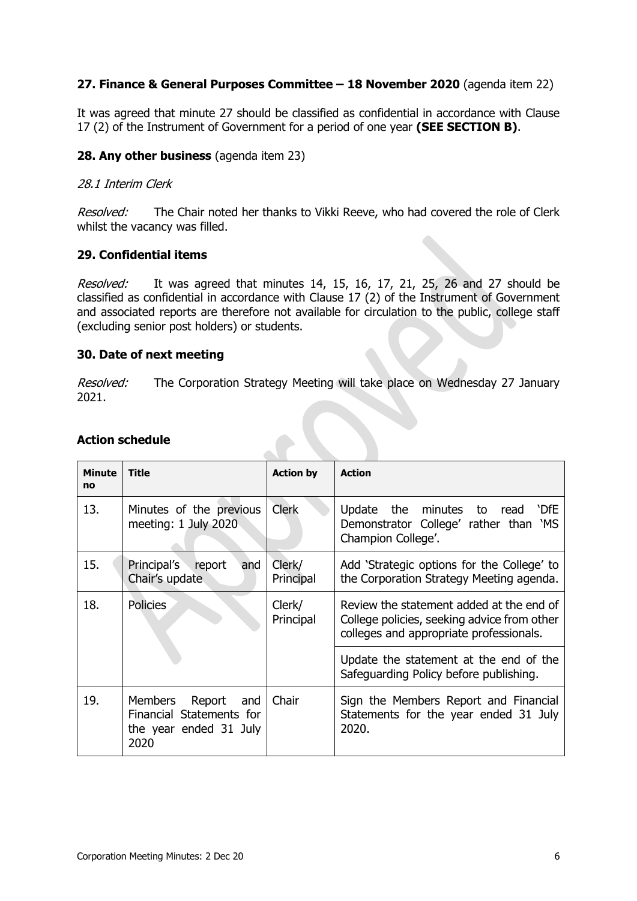**27. Finance & General Purposes Committee – 18 November 2020** (agenda item 22)

It was agreed that minute 27 should be classified as confidential in accordance with Clause 17 (2) of the Instrument of Government for a period of one year **(SEE SECTION B)**.

**28. Any other business** (agenda item 23)

*28.1 Interim Clerk*

*Resolved:* The Chair noted her thanks to Vikki Reeve, who had covered the role of Clerk whilst the vacancy was filled.

**29. Confidential items**

*Resolved:* It was agreed that minutes 14, 15, 16, 17, 21, 25, 26 and 27 should be classified as confidential in accordance with Clause 17 (2) of the Instrument of Government and associated reports are therefore not available for circulation to the public, college staff (excluding senior post holders) or students.

**30. Date of next meeting**

*Resolved:* The Corporation Strategy Meeting will take place on Wednesday 27 January 2021.

**Action schedule**

| Minute no | Title | Action by | Action |
|---|---|---|---|
| 13. | Minutes of the previous meeting: 1 July 2020 | Clerk | Update the minutes to read 'DfE Demonstrator College' rather than 'MS Champion College'. |
| 15. | Principal's report and Chair's update | Clerk/ Principal | Add 'Strategic options for the College' to the Corporation Strategy Meeting agenda. |
| 18. | Policies | Clerk/ Principal | Review the statement added at the end of College policies, seeking advice from other colleges and appropriate professionals. |
| | | | Update the statement at the end of the Safeguarding Policy before publishing. |
| 19. | Members Report and Financial Statements for the year ended 31 July 2020 | Chair | Sign the Members Report and Financial Statements for the year ended 31 July 2020. |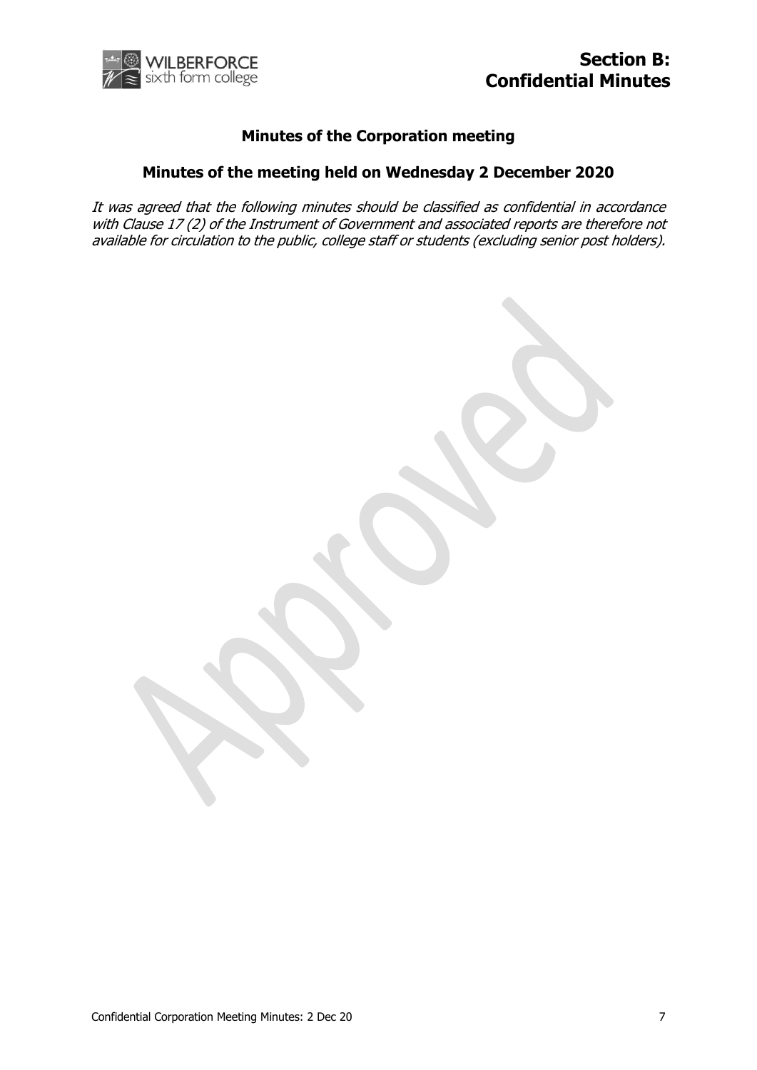# Section B: Confidential Minutes

## Minutes of the Corporation meeting

## Minutes of the meeting held on Wednesday 2 December 2020

*It was agreed that the following minutes should be classified as confidential in accordance with Clause 17 (2) of the Instrument of Government and associated reports are therefore not available for circulation to the public, college staff or students (excluding senior post holders).*